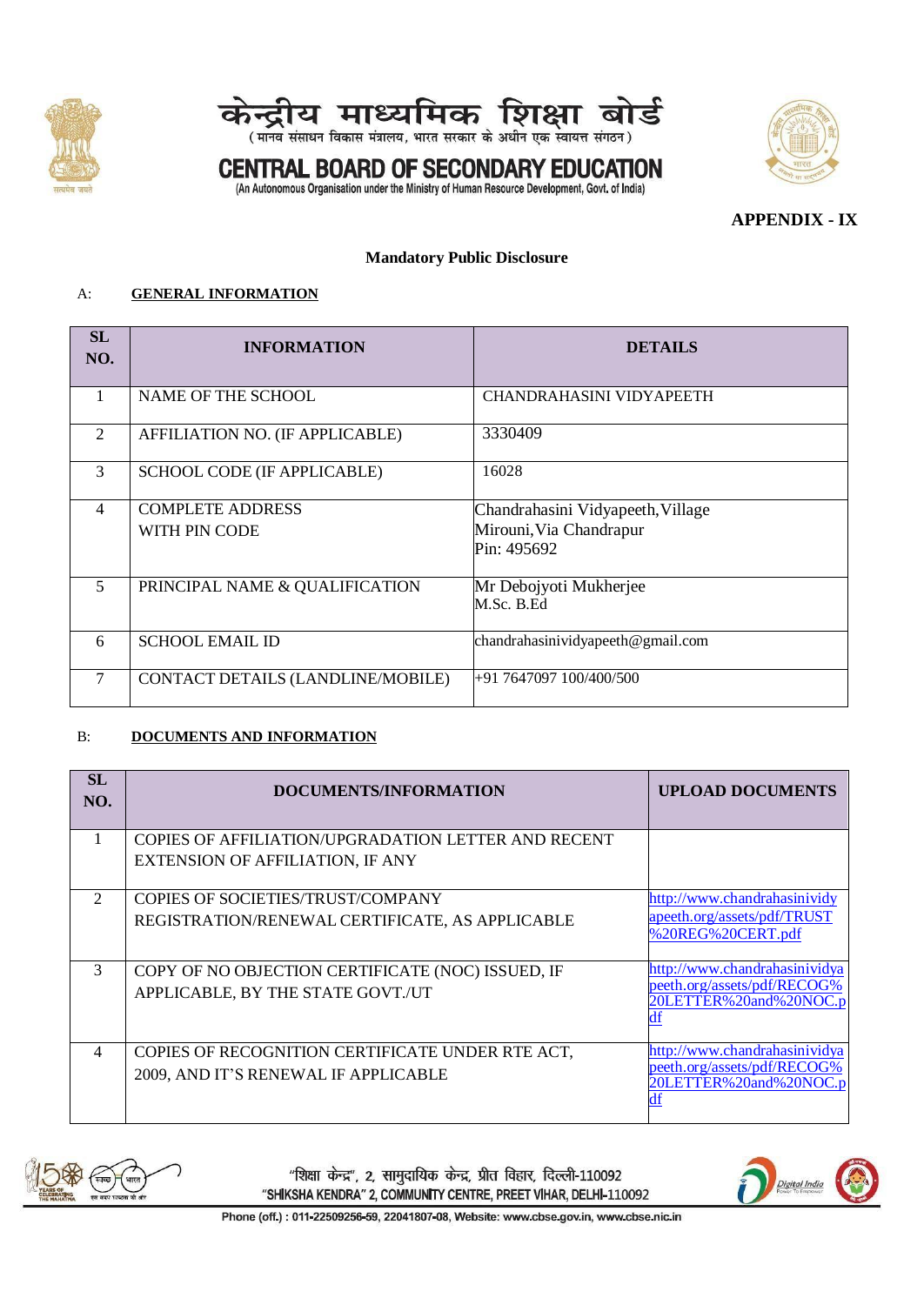# केन्द्रीय माध्यमिक शिक्षा बोर्ड

(मानव संसाधन विकास मंत्रालय, भारत सरकार के अधीन एक स्वायत्त संगठन)

# CENTRAL BOARD OF SECONDARY EDUCATION

(An Autonomous Organisation under the Ministry of Human Resource Development, Govt. of India)

**APPENDIX - IX**

**Mandatory Public Disclosure**

## A: GENERAL INFORMATION

| SL NO. | INFORMATION | DETAILS |
|---|---|---|
| 1 | NAME OF THE SCHOOL | CHANDRAHASINI VIDYAPEETH |
| 2 | AFFILIATION NO. (IF APPLICABLE) | 3330409 |
| 3 | SCHOOL CODE (IF APPLICABLE) | 16028 |
| 4 | COMPLETE ADDRESS WITH PIN CODE | Chandrahasini Vidyapeeth, Village Mirouni, Via Chandrapur Pin: 495692 |
| 5 | PRINCIPAL NAME & QUALIFICATION | Mr Debojyoti Mukherjee M.Sc. B.Ed |
| 6 | SCHOOL EMAIL ID | chandrahasinividyapeeth@gmail.com |
| 7 | CONTACT DETAILS (LANDLINE/MOBILE) | +91 7647097 100/400/500 |

## B: DOCUMENTS AND INFORMATION

| SL NO. | DOCUMENTS/INFORMATION | UPLOAD DOCUMENTS |
|---|---|---|
| 1 | COPIES OF AFFILIATION/UPGRADATION LETTER AND RECENT EXTENSION OF AFFILIATION, IF ANY | |
| 2 | COPIES OF SOCIETIES/TRUST/COMPANY REGISTRATION/RENEWAL CERTIFICATE, AS APPLICABLE | http://www.chandrahasinividyapeeth.org/assets/pdf/TRUST%20REG%20CERT.pdf |
| 3 | COPY OF NO OBJECTION CERTIFICATE (NOC) ISSUED, IF APPLICABLE, BY THE STATE GOVT./UT | http://www.chandrahasinividyapeeth.org/assets/pdf/RECOG%20LETTER%20and%20NOC.pdf |
| 4 | COPIES OF RECOGNITION CERTIFICATE UNDER RTE ACT, 2009, AND IT'S RENEWAL IF APPLICABLE | http://www.chandrahasinividyapeeth.org/assets/pdf/RECOG%20LETTER%20and%20NOC.pdf |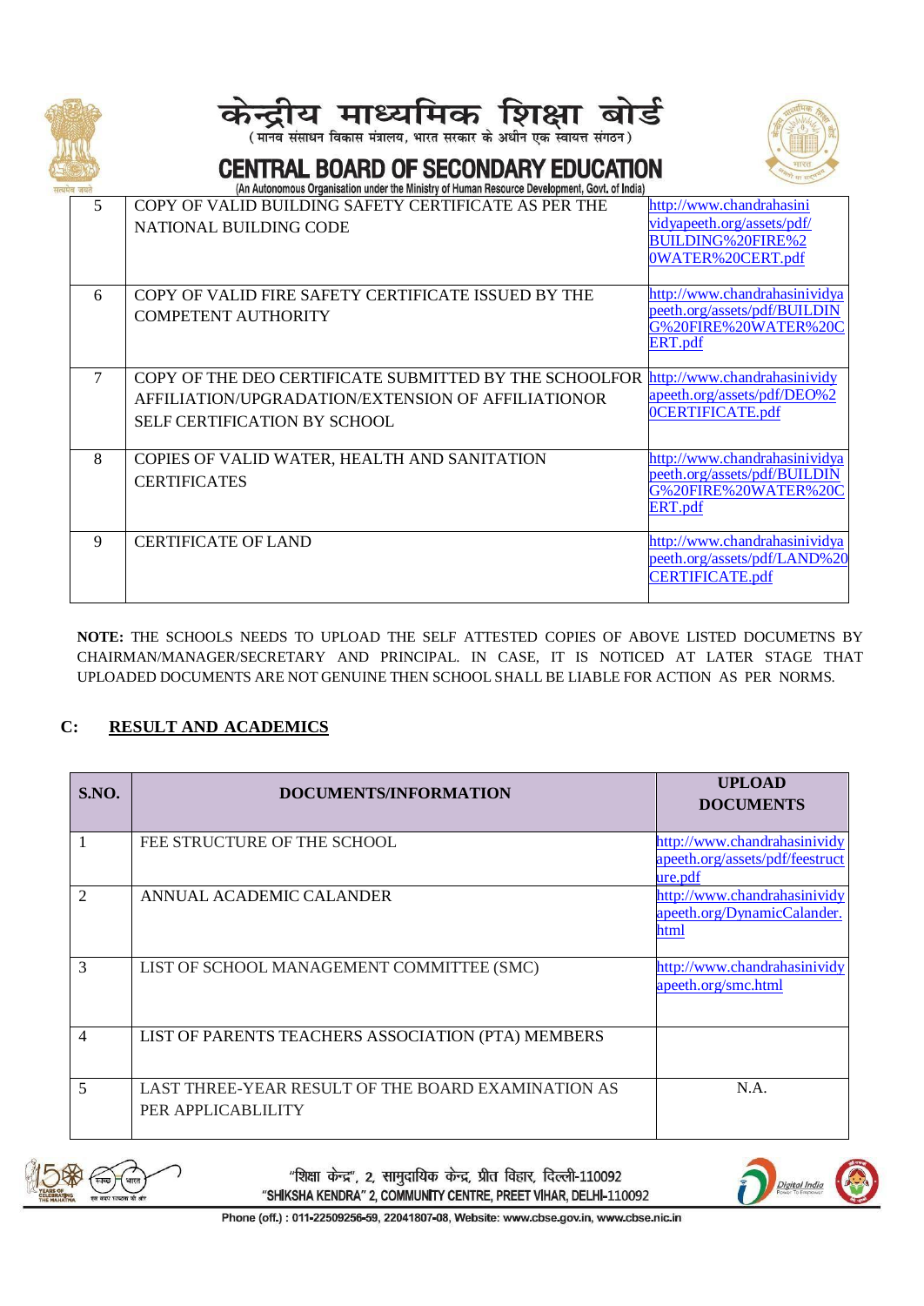| 5 | COPY OF VALID BUILDING SAFETY CERTIFICATE AS PER THE NATIONAL BUILDING CODE | http://www.chandrahasinividyapeeth.org/assets/pdf/BUILDING%20FIRE%20WATER%20CERT.pdf |
|---|---|---|
| 6 | COPY OF VALID FIRE SAFETY CERTIFICATE ISSUED BY THE COMPETENT AUTHORITY | http://www.chandrahasinividyapeeth.org/assets/pdf/BUILDING%20FIRE%20WATER%20CERT.pdf |
| 7 | COPY OF THE DEO CERTIFICATE SUBMITTED BY THE SCHOOLFOR AFFILIATION/UPGRADATION/EXTENSION OF AFFILIATIONOR SELF CERTIFICATION BY SCHOOL | http://www.chandrahasinividyapeeth.org/assets/pdf/DEO%20CERTIFICATE.pdf |
| 8 | COPIES OF VALID WATER, HEALTH AND SANITATION CERTIFICATES | http://www.chandrahasinividyapeeth.org/assets/pdf/BUILDING%20FIRE%20WATER%20CERT.pdf |
| 9 | CERTIFICATE OF LAND | http://www.chandrahasinividyapeeth.org/assets/pdf/LAND%20CERTIFICATE.pdf |

**NOTE:** THE SCHOOLS NEEDS TO UPLOAD THE SELF ATTESTED COPIES OF ABOVE LISTED DOCUMETNS BY CHAIRMAN/MANAGER/SECRETARY AND PRINCIPAL. IN CASE, IT IS NOTICED AT LATER STAGE THAT UPLOADED DOCUMENTS ARE NOT GENUINE THEN SCHOOL SHALL BE LIABLE FOR ACTION AS PER NORMS.

## C: RESULT AND ACADEMICS

| S.NO. | DOCUMENTS/INFORMATION | UPLOAD DOCUMENTS |
|---|---|---|
| 1 | FEE STRUCTURE OF THE SCHOOL | http://www.chandrahasinividyapeeth.org/assets/pdf/feestructure.pdf |
| 2 | ANNUAL ACADEMIC CALANDER | http://www.chandrahasinividyapeeth.org/DynamicCalander.html |
| 3 | LIST OF SCHOOL MANAGEMENT COMMITTEE (SMC) | http://www.chandrahasinividyapeeth.org/smc.html |
| 4 | LIST OF PARENTS TEACHERS ASSOCIATION (PTA) MEMBERS | |
| 5 | LAST THREE-YEAR RESULT OF THE BOARD EXAMINATION AS PER APPLICABLILITY | N.A. |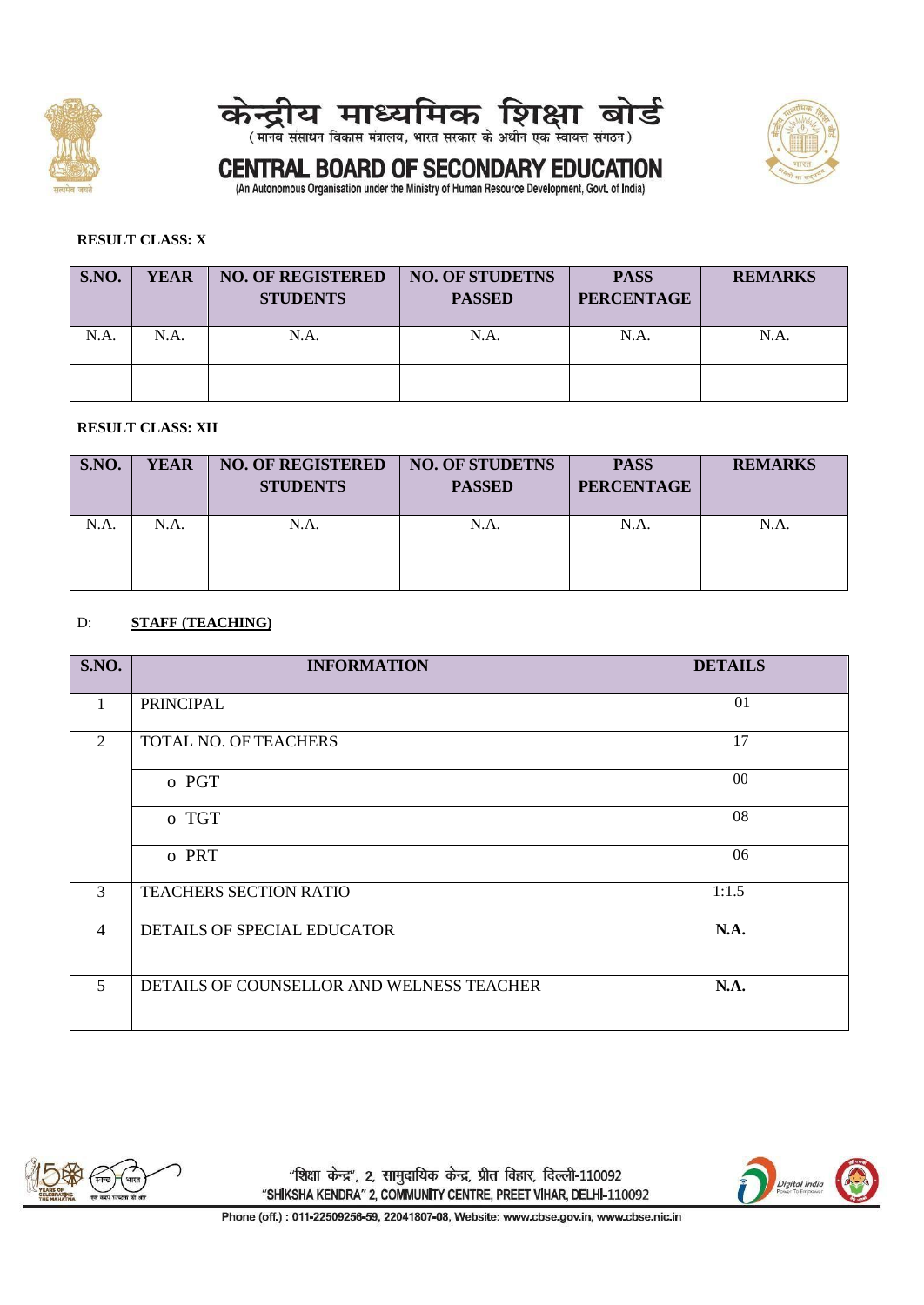**RESULT CLASS: X**

| S.NO. | YEAR | NO. OF REGISTERED STUDENTS | NO. OF STUDETNS PASSED | PASS PERCENTAGE | REMARKS |
|---|---|---|---|---|---|
| N.A. | N.A. | N.A. | N.A. | N.A. | N.A. |
| | | | | | |

**RESULT CLASS: XII**

| S.NO. | YEAR | NO. OF REGISTERED STUDENTS | NO. OF STUDETNS PASSED | PASS PERCENTAGE | REMARKS |
|---|---|---|---|---|---|
| N.A. | N.A. | N.A. | N.A. | N.A. | N.A. |
| | | | | | |

D: **STAFF (TEACHING)**

| S.NO. | INFORMATION | DETAILS |
|---|---|---|
| 1 | PRINCIPAL | 01 |
| 2 | TOTAL NO. OF TEACHERS | 17 |
| | o PGT | 00 |
| | o TGT | 08 |
| | o PRT | 06 |
| 3 | TEACHERS SECTION RATIO | 1:1.5 |
| 4 | DETAILS OF SPECIAL EDUCATOR | **N.A.** |
| 5 | DETAILS OF COUNSELLOR AND WELNESS TEACHER | **N.A.** |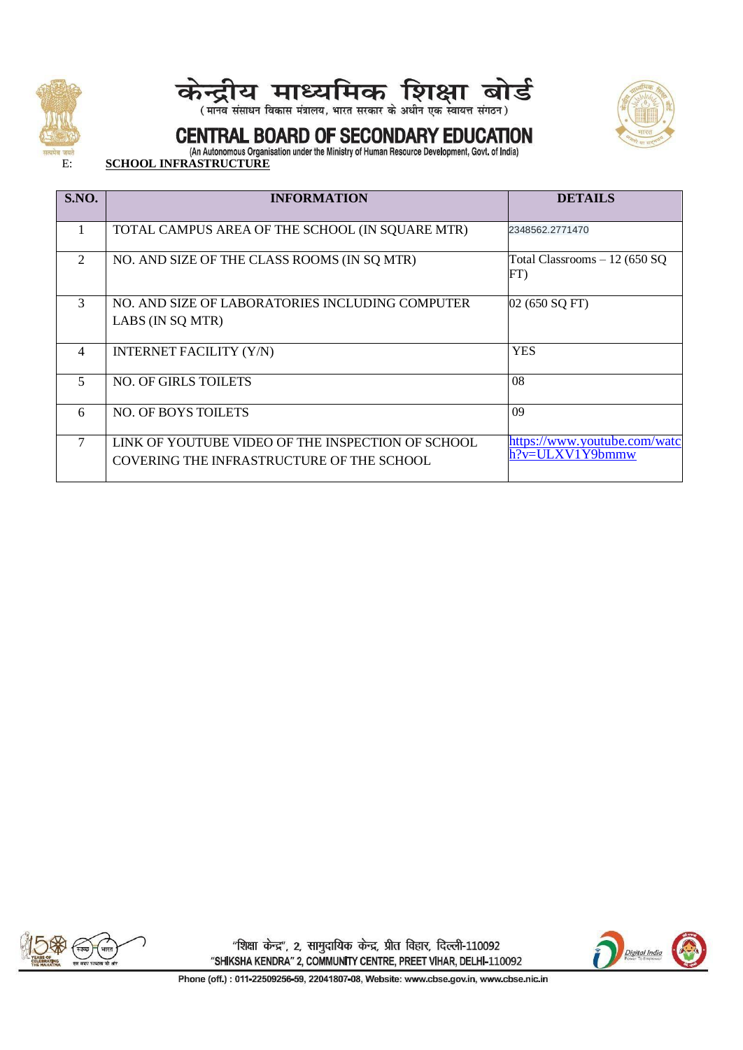E: **SCHOOL INFRASTRUCTURE**

| S.NO. | INFORMATION | DETAILS |
|---|---|---|
| 1 | TOTAL CAMPUS AREA OF THE SCHOOL (IN SQUARE MTR) | 2348562.2771470 |
| 2 | NO. AND SIZE OF THE CLASS ROOMS (IN SQ MTR) | Total Classrooms – 12 (650 SQ FT) |
| 3 | NO. AND SIZE OF LABORATORIES INCLUDING COMPUTER LABS (IN SQ MTR) | 02 (650 SQ FT) |
| 4 | INTERNET FACILITY (Y/N) | YES |
| 5 | NO. OF GIRLS TOILETS | 08 |
| 6 | NO. OF BOYS TOILETS | 09 |
| 7 | LINK OF YOUTUBE VIDEO OF THE INSPECTION OF SCHOOL COVERING THE INFRASTRUCTURE OF THE SCHOOL | https://www.youtube.com/watch?v=ULXV1Y9bmmw |